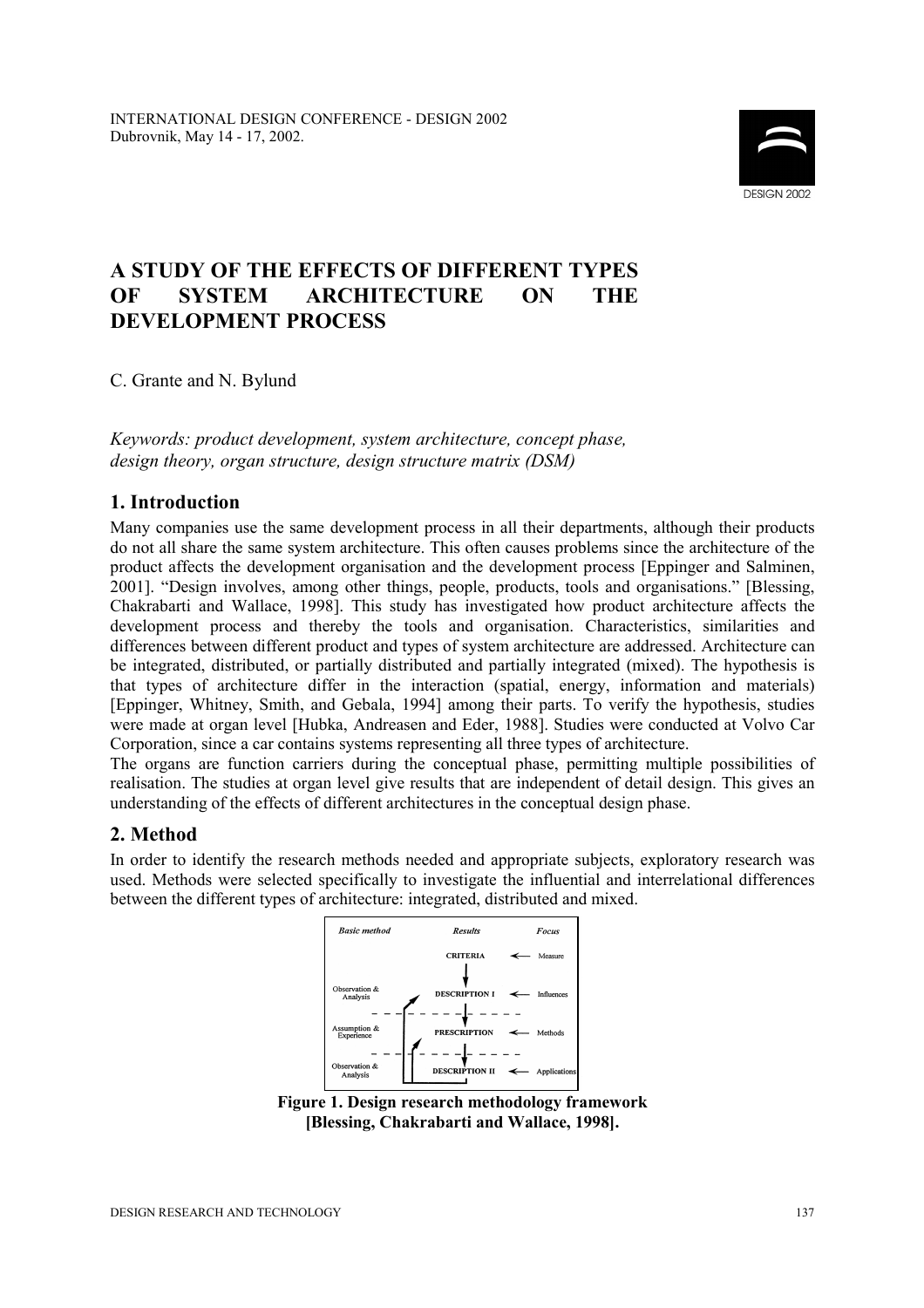INTERNATIONAL DESIGN CONFERENCE - DESIGN 2002
Dubrovnik, May 14 - 17, 2002.

# A STUDY OF THE EFFECTS OF DIFFERENT TYPES OF SYSTEM ARCHITECTURE ON THE DEVELOPMENT PROCESS

C. Grante and N. Bylund

*Keywords: product development, system architecture, concept phase, design theory, organ structure, design structure matrix (DSM)*

## 1. Introduction

Many companies use the same development process in all their departments, although their products do not all share the same system architecture. This often causes problems since the architecture of the product affects the development organisation and the development process [Eppinger and Salminen, 2001]. "Design involves, among other things, people, products, tools and organisations." [Blessing, Chakrabarti and Wallace, 1998]. This study has investigated how product architecture affects the development process and thereby the tools and organisation. Characteristics, similarities and differences between different product and types of system architecture are addressed. Architecture can be integrated, distributed, or partially distributed and partially integrated (mixed). The hypothesis is that types of architecture differ in the interaction (spatial, energy, information and materials) [Eppinger, Whitney, Smith, and Gebala, 1994] among their parts. To verify the hypothesis, studies were made at organ level [Hubka, Andreasen and Eder, 1988]. Studies were conducted at Volvo Car Corporation, since a car contains systems representing all three types of architecture.

The organs are function carriers during the conceptual phase, permitting multiple possibilities of realisation. The studies at organ level give results that are independent of detail design. This gives an understanding of the effects of different architectures in the conceptual design phase.

## 2. Method

In order to identify the research methods needed and appropriate subjects, exploratory research was used. Methods were selected specifically to investigate the influential and interrelational differences between the different types of architecture: integrated, distributed and mixed.

| *Basic method* | *Results* | *Focus* |
|---|---|---|
| | CRITERIA | Measure |
| Observation & Analysis | DESCRIPTION I | Influences |
| Assumption & Experience | PRESCRIPTION | Methods |
| Observation & Analysis | DESCRIPTION II | Applications |

**Figure 1. Design research methodology framework [Blessing, Chakrabarti and Wallace, 1998].**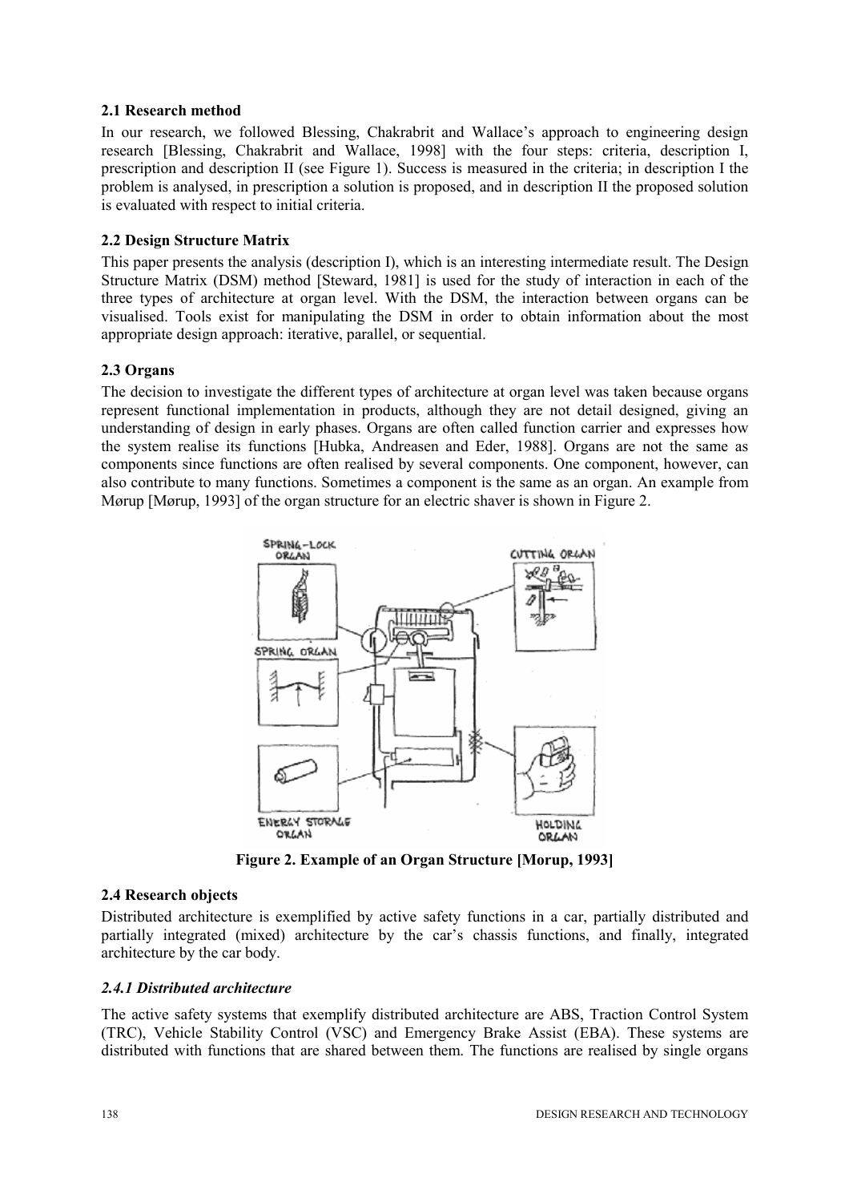### 2.1 Research method

In our research, we followed Blessing, Chakrabrit and Wallace's approach to engineering design research [Blessing, Chakrabrit and Wallace, 1998] with the four steps: criteria, description I, prescription and description II (see Figure 1). Success is measured in the criteria; in description I the problem is analysed, in prescription a solution is proposed, and in description II the proposed solution is evaluated with respect to initial criteria.

### 2.2 Design Structure Matrix

This paper presents the analysis (description I), which is an interesting intermediate result. The Design Structure Matrix (DSM) method [Steward, 1981] is used for the study of interaction in each of the three types of architecture at organ level. With the DSM, the interaction between organs can be visualised. Tools exist for manipulating the DSM in order to obtain information about the most appropriate design approach: iterative, parallel, or sequential.

### 2.3 Organs

The decision to investigate the different types of architecture at organ level was taken because organs represent functional implementation in products, although they are not detail designed, giving an understanding of design in early phases. Organs are often called function carrier and expresses how the system realise its functions [Hubka, Andreasen and Eder, 1988]. Organs are not the same as components since functions are often realised by several components. One component, however, can also contribute to many functions. Sometimes a component is the same as an organ. An example from Mørup [Mørup, 1993] of the organ structure for an electric shaver is shown in Figure 2.

**Figure 2. Example of an Organ Structure [Morup, 1993]**

### 2.4 Research objects

Distributed architecture is exemplified by active safety functions in a car, partially distributed and partially integrated (mixed) architecture by the car's chassis functions, and finally, integrated architecture by the car body.

#### *2.4.1 Distributed architecture*

The active safety systems that exemplify distributed architecture are ABS, Traction Control System (TRC), Vehicle Stability Control (VSC) and Emergency Brake Assist (EBA). These systems are distributed with functions that are shared between them. The functions are realised by single organs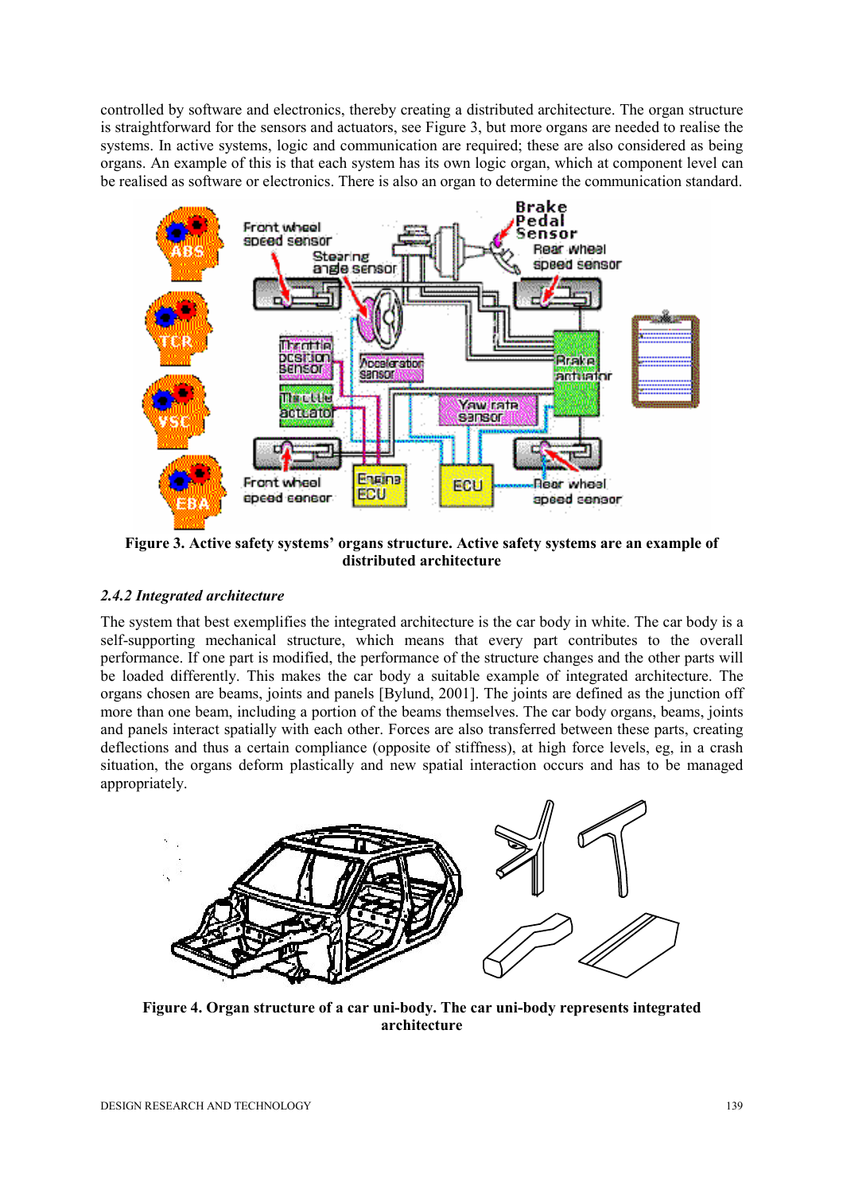controlled by software and electronics, thereby creating a distributed architecture. The organ structure is straightforward for the sensors and actuators, see Figure 3, but more organs are needed to realise the systems. In active systems, logic and communication are required; these are also considered as being organs. An example of this is that each system has its own logic organ, which at component level can be realised as software or electronics. There is also an organ to determine the communication standard.

**Figure 3. Active safety systems' organs structure. Active safety systems are an example of distributed architecture**

### *2.4.2 Integrated architecture*

The system that best exemplifies the integrated architecture is the car body in white. The car body is a self-supporting mechanical structure, which means that every part contributes to the overall performance. If one part is modified, the performance of the structure changes and the other parts will be loaded differently. This makes the car body a suitable example of integrated architecture. The organs chosen are beams, joints and panels [Bylund, 2001]. The joints are defined as the junction off more than one beam, including a portion of the beams themselves. The car body organs, beams, joints and panels interact spatially with each other. Forces are also transferred between these parts, creating deflections and thus a certain compliance (opposite of stiffness), at high force levels, eg, in a crash situation, the organs deform plastically and new spatial interaction occurs and has to be managed appropriately.

**Figure 4. Organ structure of a car uni-body. The car uni-body represents integrated architecture**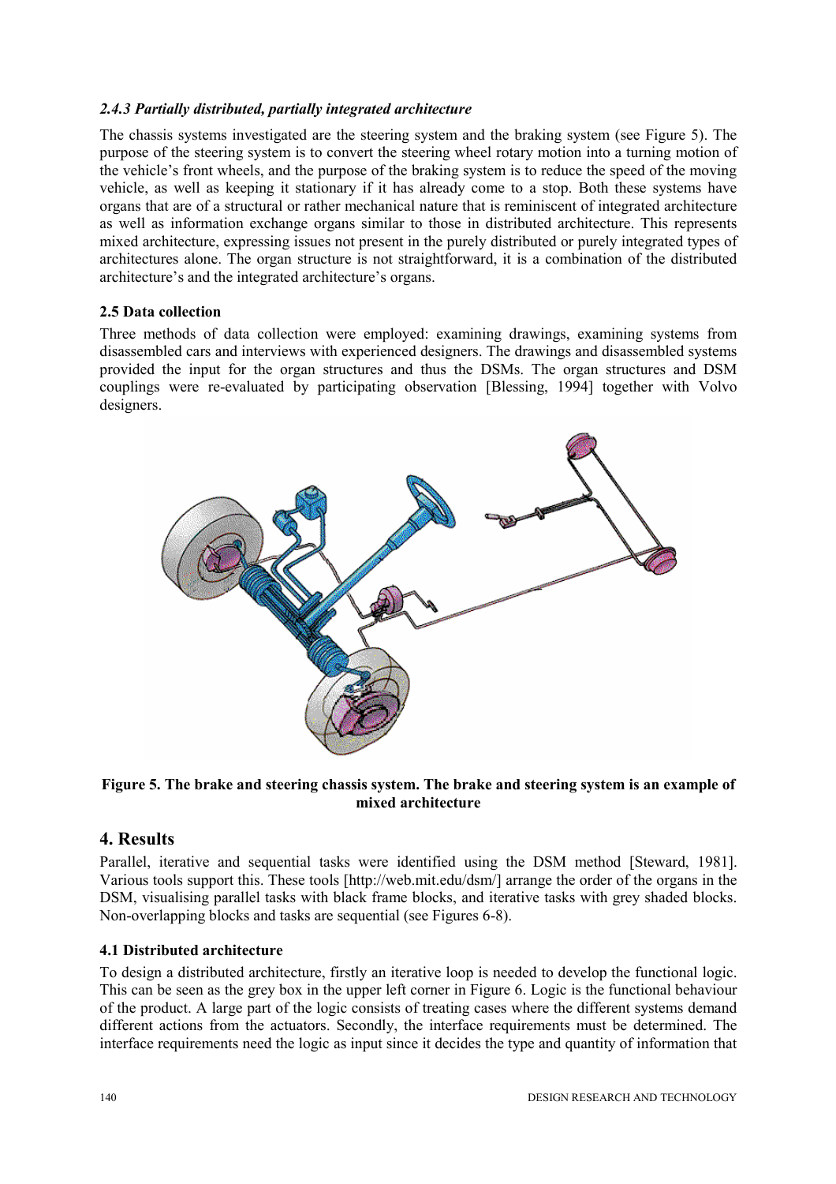### *2.4.3 Partially distributed, partially integrated architecture*

The chassis systems investigated are the steering system and the braking system (see Figure 5). The purpose of the steering system is to convert the steering wheel rotary motion into a turning motion of the vehicle's front wheels, and the purpose of the braking system is to reduce the speed of the moving vehicle, as well as keeping it stationary if it has already come to a stop. Both these systems have organs that are of a structural or rather mechanical nature that is reminiscent of integrated architecture as well as information exchange organs similar to those in distributed architecture. This represents mixed architecture, expressing issues not present in the purely distributed or purely integrated types of architectures alone. The organ structure is not straightforward, it is a combination of the distributed architecture's and the integrated architecture's organs.

### 2.5 Data collection

Three methods of data collection were employed: examining drawings, examining systems from disassembled cars and interviews with experienced designers. The drawings and disassembled systems provided the input for the organ structures and thus the DSMs. The organ structures and DSM couplings were re-evaluated by participating observation [Blessing, 1994] together with Volvo designers.

**Figure 5. The brake and steering chassis system. The brake and steering system is an example of mixed architecture**

## 4. Results

Parallel, iterative and sequential tasks were identified using the DSM method [Steward, 1981]. Various tools support this. These tools [http://web.mit.edu/dsm/] arrange the order of the organs in the DSM, visualising parallel tasks with black frame blocks, and iterative tasks with grey shaded blocks. Non-overlapping blocks and tasks are sequential (see Figures 6-8).

### 4.1 Distributed architecture

To design a distributed architecture, firstly an iterative loop is needed to develop the functional logic. This can be seen as the grey box in the upper left corner in Figure 6. Logic is the functional behaviour of the product. A large part of the logic consists of treating cases where the different systems demand different actions from the actuators. Secondly, the interface requirements must be determined. The interface requirements need the logic as input since it decides the type and quantity of information that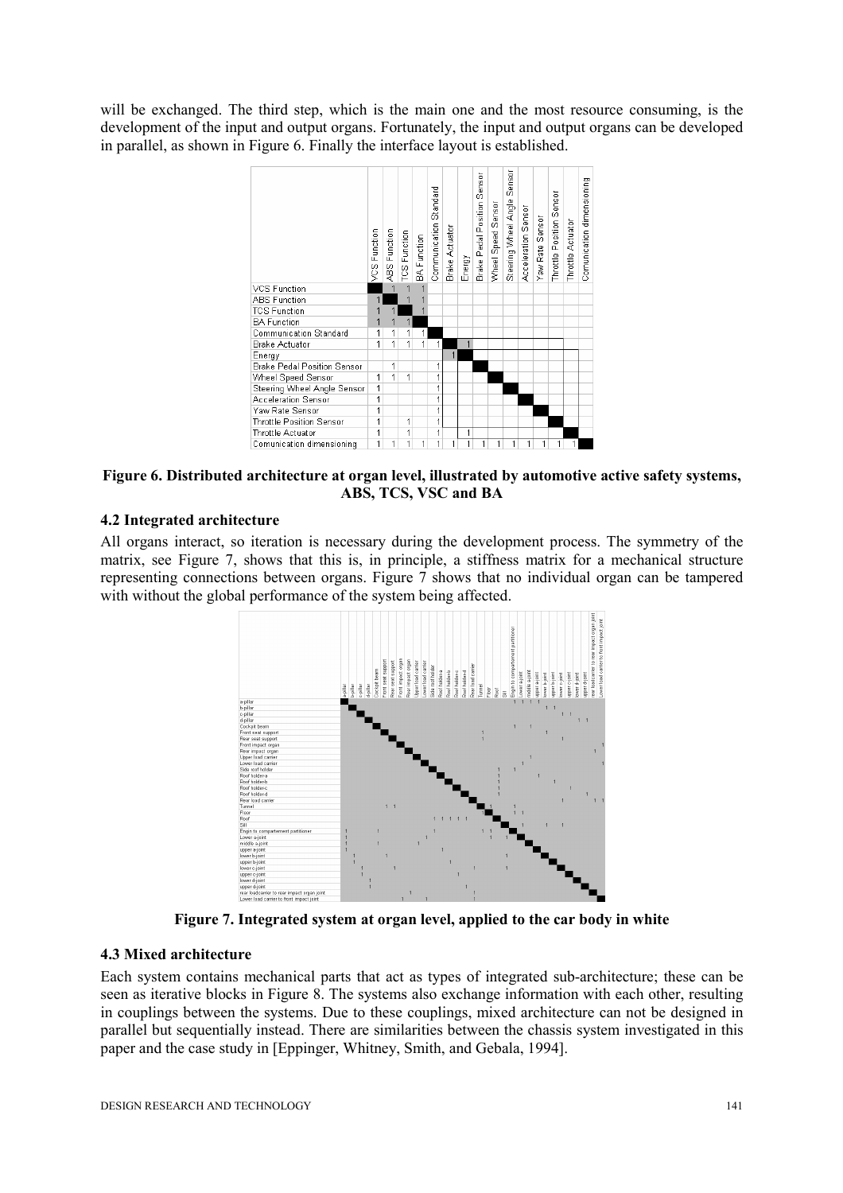will be exchanged. The third step, which is the main one and the most resource consuming, is the development of the input and output organs. Fortunately, the input and output organs can be developed in parallel, as shown in Figure 6. Finally the interface layout is established.

| | VCS Function | ABS Function | TCS Function | BA Function | Communication Standard | Brake Actuator | Energy | Brake Pedal Position Sensor | Wheel Speed Sensor | Steering Wheel Angle Sensor | Acceleration Sensor | Yaw Rate Sensor | Throttle Position Sensor | Throttle Actuator | Comunication dimensioning |
|---|---|---|---|---|---|---|---|---|---|---|---|---|---|---|---|
| VCS Function | ■ | 1 | 1 | 1 | | | | | | | | | | | |
| ABS Function | 1 | ■ | 1 | 1 | | | | | | | | | | | |
| TCS Function | 1 | 1 | ■ | 1 | | | | | | | | | | | |
| BA Function | 1 | 1 | 1 | ■ | | | | | | | | | | | |
| Communication Standard | 1 | 1 | 1 | 1 | ■ | | | | | | | | | | |
| Brake Actuator | 1 | 1 | 1 | 1 | 1 | ■ | 1 | | | | | | | | |
| Energy | | | | | | 1 | ■ | | | | | | | | |
| Brake Pedal Position Sensor | | 1 | | | 1 | | | ■ | | | | | | | |
| Wheel Speed Sensor | 1 | 1 | 1 | | 1 | | | | ■ | | | | | | |
| Steering Wheel Angle Sensor | 1 | | | | 1 | | | | | ■ | | | | | |
| Acceleration Sensor | 1 | | | | 1 | | | | | | ■ | | | | |
| Yaw Rate Sensor | 1 | | | | 1 | | | | | | | ■ | | | |
| Throttle Position Sensor | 1 | | 1 | | 1 | | | | | | | | ■ | | |
| Throttle Actuator | 1 | | 1 | | 1 | | 1 | | | | | | | ■ | |
| Comunication dimensioning | 1 | 1 | 1 | 1 | 1 | 1 | 1 | 1 | 1 | 1 | 1 | 1 | 1 | 1 | ■ |

**Figure 6. Distributed architecture at organ level, illustrated by automotive active safety systems, ABS, TCS, VSC and BA**

### 4.2 Integrated architecture

All organs interact, so iteration is necessary during the development process. The symmetry of the matrix, see Figure 7, shows that this is, in principle, a stiffness matrix for a mechanical structure representing connections between organs. Figure 7 shows that no individual organ can be tampered with without the global performance of the system being affected.

**Figure 7. Integrated system at organ level, applied to the car body in white**

### 4.3 Mixed architecture

Each system contains mechanical parts that act as types of integrated sub-architecture; these can be seen as iterative blocks in Figure 8. The systems also exchange information with each other, resulting in couplings between the systems. Due to these couplings, mixed architecture can not be designed in parallel but sequentially instead. There are similarities between the chassis system investigated in this paper and the case study in [Eppinger, Whitney, Smith, and Gebala, 1994].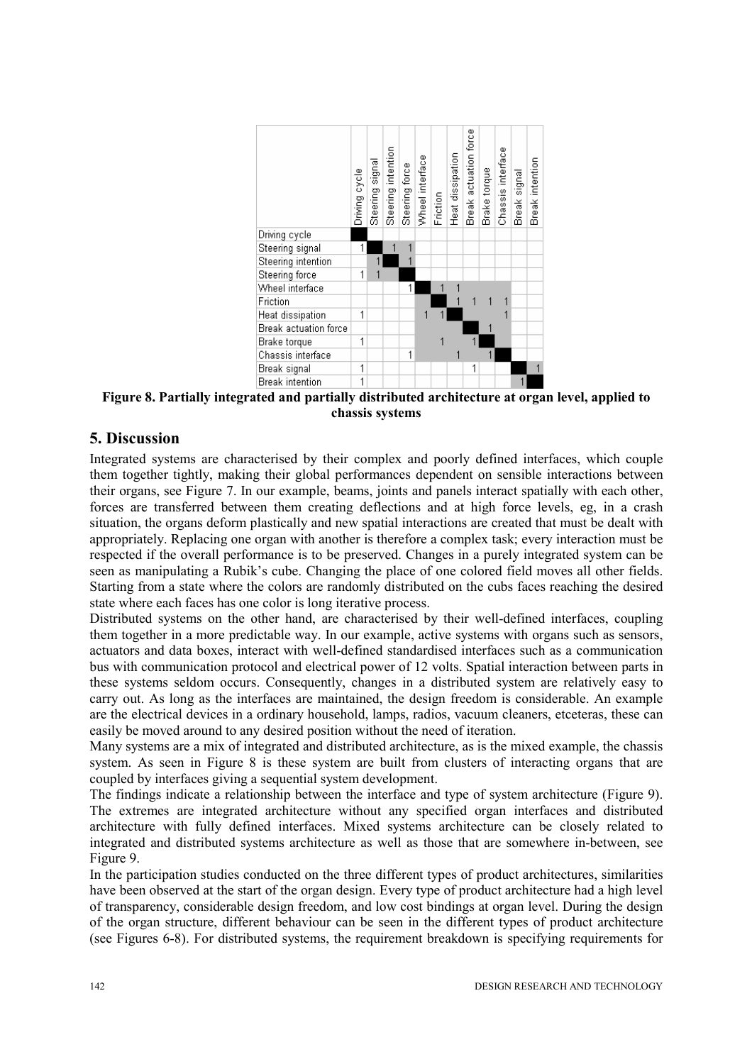| | Driving cycle | Steering signal | Steering intention | Steering force | Wheel interface | Friction | Heat dissipation | Break actuation force | Brake torque | Chassis interface | Break signal | Break intention |
|---|---|---|---|---|---|---|---|---|---|---|---|---|
| Driving cycle | | | | | | | | | | | | |
| Steering signal | 1 | | 1 | 1 | | | | | | | | |
| Steering intention | | 1 | | 1 | | | | | | | | |
| Steering force | 1 | 1 | | | | | | | | | | |
| Wheel interface | | | | 1 | | 1 | 1 | | | | | |
| Friction | | | | | | | 1 | 1 | 1 | 1 | | |
| Heat dissipation | 1 | | | | 1 | 1 | | | | 1 | | |
| Break actuation force | | | | | | | | | 1 | | | |
| Brake torque | 1 | | | | | 1 | | 1 | | | | |
| Chassis interface | | | | 1 | | | 1 | | 1 | | | |
| Break signal | 1 | | | | | | | 1 | | | | 1 |
| Break intention | 1 | | | | | | | | | | 1 | |

**Figure 8. Partially integrated and partially distributed architecture at organ level, applied to chassis systems**

## 5. Discussion

Integrated systems are characterised by their complex and poorly defined interfaces, which couple them together tightly, making their global performances dependent on sensible interactions between their organs, see Figure 7. In our example, beams, joints and panels interact spatially with each other, forces are transferred between them creating deflections and at high force levels, eg, in a crash situation, the organs deform plastically and new spatial interactions are created that must be dealt with appropriately. Replacing one organ with another is therefore a complex task; every interaction must be respected if the overall performance is to be preserved. Changes in a purely integrated system can be seen as manipulating a Rubik's cube. Changing the place of one colored field moves all other fields. Starting from a state where the colors are randomly distributed on the cubs faces reaching the desired state where each faces has one color is long iterative process.

Distributed systems on the other hand, are characterised by their well-defined interfaces, coupling them together in a more predictable way. In our example, active systems with organs such as sensors, actuators and data boxes, interact with well-defined standardised interfaces such as a communication bus with communication protocol and electrical power of 12 volts. Spatial interaction between parts in these systems seldom occurs. Consequently, changes in a distributed system are relatively easy to carry out. As long as the interfaces are maintained, the design freedom is considerable. An example are the electrical devices in a ordinary household, lamps, radios, vacuum cleaners, etceteras, these can easily be moved around to any desired position without the need of iteration.

Many systems are a mix of integrated and distributed architecture, as is the mixed example, the chassis system. As seen in Figure 8 is these system are built from clusters of interacting organs that are coupled by interfaces giving a sequential system development.

The findings indicate a relationship between the interface and type of system architecture (Figure 9). The extremes are integrated architecture without any specified organ interfaces and distributed architecture with fully defined interfaces. Mixed systems architecture can be closely related to integrated and distributed systems architecture as well as those that are somewhere in-between, see Figure 9.

In the participation studies conducted on the three different types of product architectures, similarities have been observed at the start of the organ design. Every type of product architecture had a high level of transparency, considerable design freedom, and low cost bindings at organ level. During the design of the organ structure, different behaviour can be seen in the different types of product architecture (see Figures 6-8). For distributed systems, the requirement breakdown is specifying requirements for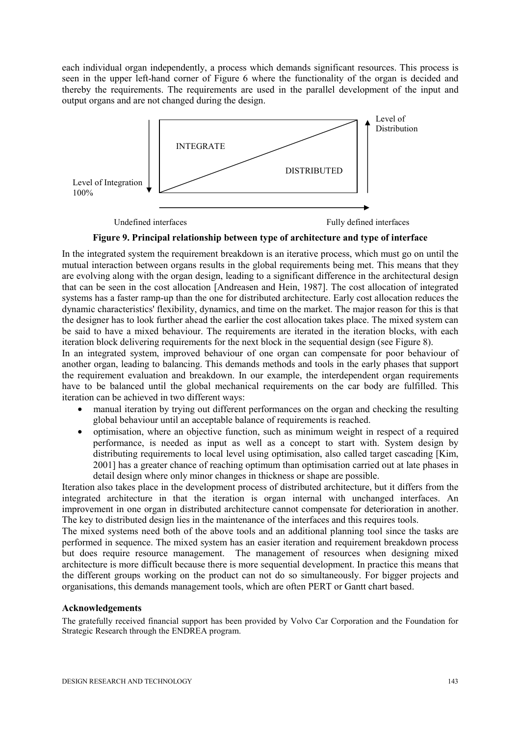each individual organ independently, a process which demands significant resources. This process is seen in the upper left-hand corner of Figure 6 where the functionality of the organ is decided and thereby the requirements. The requirements are used in the parallel development of the input and output organs and are not changed during the design.

**Figure 9. Principal relationship between type of architecture and type of interface**

In the integrated system the requirement breakdown is an iterative process, which must go on until the mutual interaction between organs results in the global requirements being met. This means that they are evolving along with the organ design, leading to a significant difference in the architectural design that can be seen in the cost allocation [Andreasen and Hein, 1987]. The cost allocation of integrated systems has a faster ramp-up than the one for distributed architecture. Early cost allocation reduces the dynamic characteristics' flexibility, dynamics, and time on the market. The major reason for this is that the designer has to look further ahead the earlier the cost allocation takes place. The mixed system can be said to have a mixed behaviour. The requirements are iterated in the iteration blocks, with each iteration block delivering requirements for the next block in the sequential design (see Figure 8).

In an integrated system, improved behaviour of one organ can compensate for poor behaviour of another organ, leading to balancing. This demands methods and tools in the early phases that support the requirement evaluation and breakdown. In our example, the interdependent organ requirements have to be balanced until the global mechanical requirements on the car body are fulfilled. This iteration can be achieved in two different ways:

- manual iteration by trying out different performances on the organ and checking the resulting global behaviour until an acceptable balance of requirements is reached.
- optimisation, where an objective function, such as minimum weight in respect of a required performance, is needed as input as well as a concept to start with. System design by distributing requirements to local level using optimisation, also called target cascading [Kim, 2001] has a greater chance of reaching optimum than optimisation carried out at late phases in detail design where only minor changes in thickness or shape are possible.

Iteration also takes place in the development process of distributed architecture, but it differs from the integrated architecture in that the iteration is organ internal with unchanged interfaces. An improvement in one organ in distributed architecture cannot compensate for deterioration in another. The key to distributed design lies in the maintenance of the interfaces and this requires tools.

The mixed systems need both of the above tools and an additional planning tool since the tasks are performed in sequence. The mixed system has an easier iteration and requirement breakdown process but does require resource management. The management of resources when designing mixed architecture is more difficult because there is more sequential development. In practice this means that the different groups working on the product can not do so simultaneously. For bigger projects and organisations, this demands management tools, which are often PERT or Gantt chart based.

### Acknowledgements

The gratefully received financial support has been provided by Volvo Car Corporation and the Foundation for Strategic Research through the ENDREA program.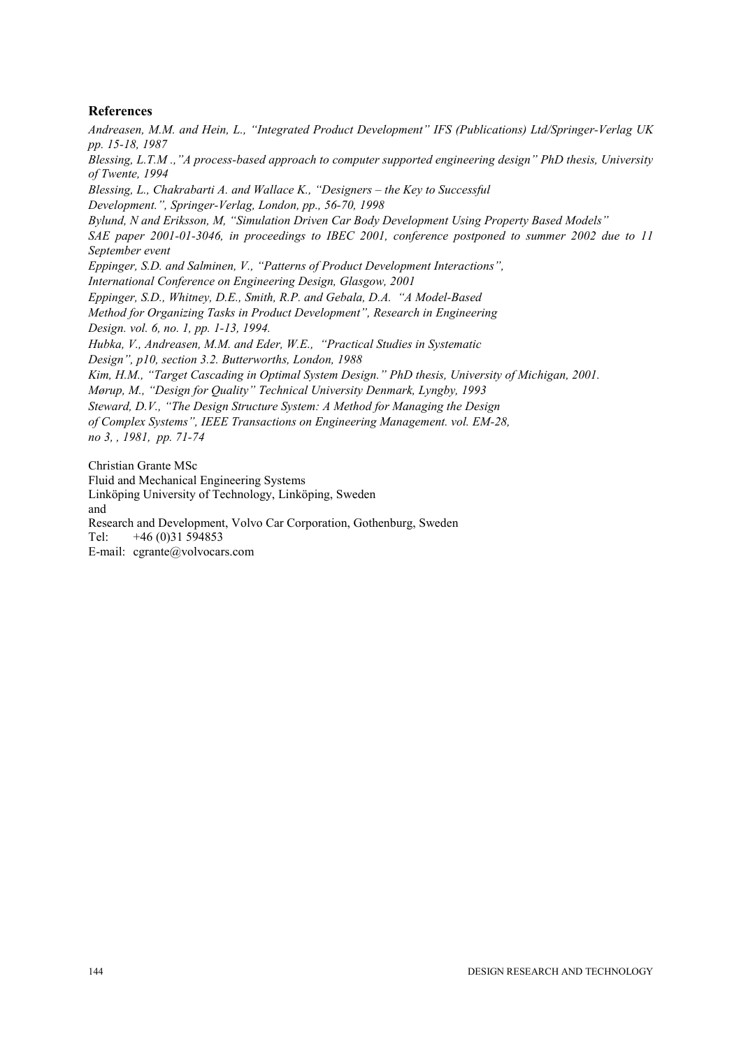## References

*Andreasen, M.M. and Hein, L., "Integrated Product Development" IFS (Publications) Ltd/Springer-Verlag UK pp. 15-18, 1987*

*Blessing, L.T.M .,"A process-based approach to computer supported engineering design" PhD thesis, University of Twente, 1994*

*Blessing, L., Chakrabarti A. and Wallace K., "Designers – the Key to Successful Development.", Springer-Verlag, London, pp., 56-70, 1998*

*Bylund, N and Eriksson, M, "Simulation Driven Car Body Development Using Property Based Models" SAE paper 2001-01-3046, in proceedings to IBEC 2001, conference postponed to summer 2002 due to 11 September event*

*Eppinger, S.D. and Salminen, V., "Patterns of Product Development Interactions", International Conference on Engineering Design, Glasgow, 2001*

*Eppinger, S.D., Whitney, D.E., Smith, R.P. and Gebala, D.A. "A Model-Based Method for Organizing Tasks in Product Development", Research in Engineering Design. vol. 6, no. 1, pp. 1-13, 1994.*

*Hubka, V., Andreasen, M.M. and Eder, W.E., "Practical Studies in Systematic Design", p10, section 3.2. Butterworths, London, 1988*

*Kim, H.M., "Target Cascading in Optimal System Design." PhD thesis, University of Michigan, 2001.*

*Mørup, M., "Design for Quality" Technical University Denmark, Lyngby, 1993*

*Steward, D.V., "The Design Structure System: A Method for Managing the Design of Complex Systems", IEEE Transactions on Engineering Management. vol. EM-28, no 3, , 1981, pp. 71-74*

Christian Grante MSc
Fluid and Mechanical Engineering Systems
Linköping University of Technology, Linköping, Sweden
and
Research and Development, Volvo Car Corporation, Gothenburg, Sweden
Tel: +46 (0)31 594853
E-mail: cgrante@volvocars.com